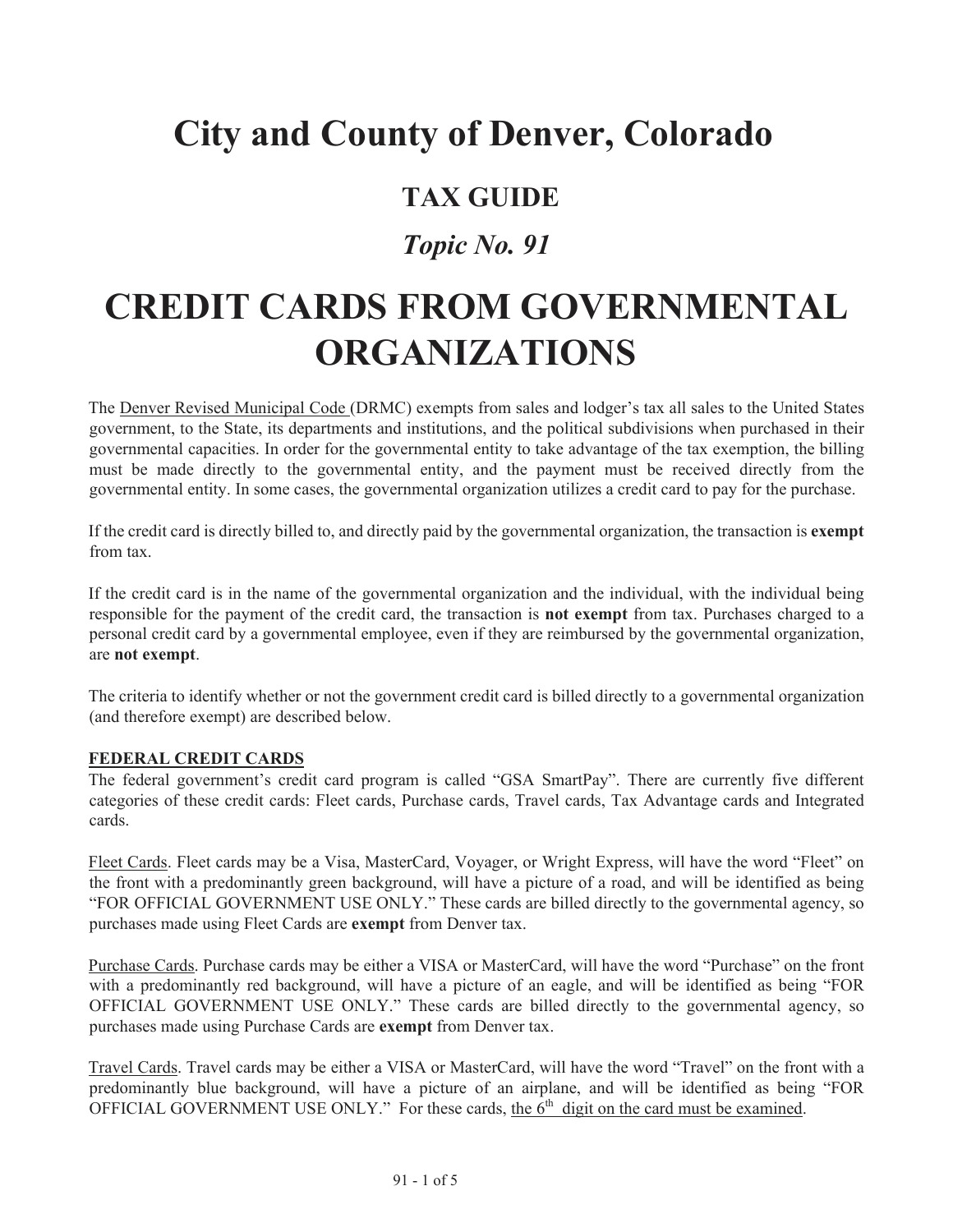# City and County of Denver, Colorado

## TAX GUIDE

### *Topic No. 91*

# CREDIT CARDS FROM GOVERNMENTAL ORGANIZATIONS

The Denver Revised Municipal Code (DRMC) exempts from sales and lodger's tax all sales to the United States government, to the State, its departments and institutions, and the political subdivisions when purchased in their governmental capacities. In order for the governmental entity to take advantage of the tax exemption, the billing must be made directly to the governmental entity, and the payment must be received directly from the governmental entity. In some cases, the governmental organization utilizes a credit card to pay for the purchase.

If the credit card is directly billed to, and directly paid by the governmental organization, the transaction is **exempt** from tax.

If the credit card is in the name of the governmental organization and the individual, with the individual being responsible for the payment of the credit card, the transaction is **not exempt** from tax. Purchases charged to a personal credit card by a governmental employee, even if they are reimbursed by the governmental organization, are **not exempt**.

The criteria to identify whether or not the government credit card is billed directly to a governmental organization (and therefore exempt) are described below.

**FEDERAL CREDIT CARDS**

The federal government's credit card program is called "GSA SmartPay". There are currently five different categories of these credit cards: Fleet cards, Purchase cards, Travel cards, Tax Advantage cards and Integrated cards.

Fleet Cards. Fleet cards may be a Visa, MasterCard, Voyager, or Wright Express, will have the word "Fleet" on the front with a predominantly green background, will have a picture of a road, and will be identified as being "FOR OFFICIAL GOVERNMENT USE ONLY." These cards are billed directly to the governmental agency, so purchases made using Fleet Cards are **exempt** from Denver tax.

Purchase Cards. Purchase cards may be either a VISA or MasterCard, will have the word "Purchase" on the front with a predominantly red background, will have a picture of an eagle, and will be identified as being "FOR OFFICIAL GOVERNMENT USE ONLY." These cards are billed directly to the governmental agency, so purchases made using Purchase Cards are **exempt** from Denver tax.

Travel Cards. Travel cards may be either a VISA or MasterCard, will have the word "Travel" on the front with a predominantly blue background, will have a picture of an airplane, and will be identified as being "FOR OFFICIAL GOVERNMENT USE ONLY." For these cards, the 6th digit on the card must be examined.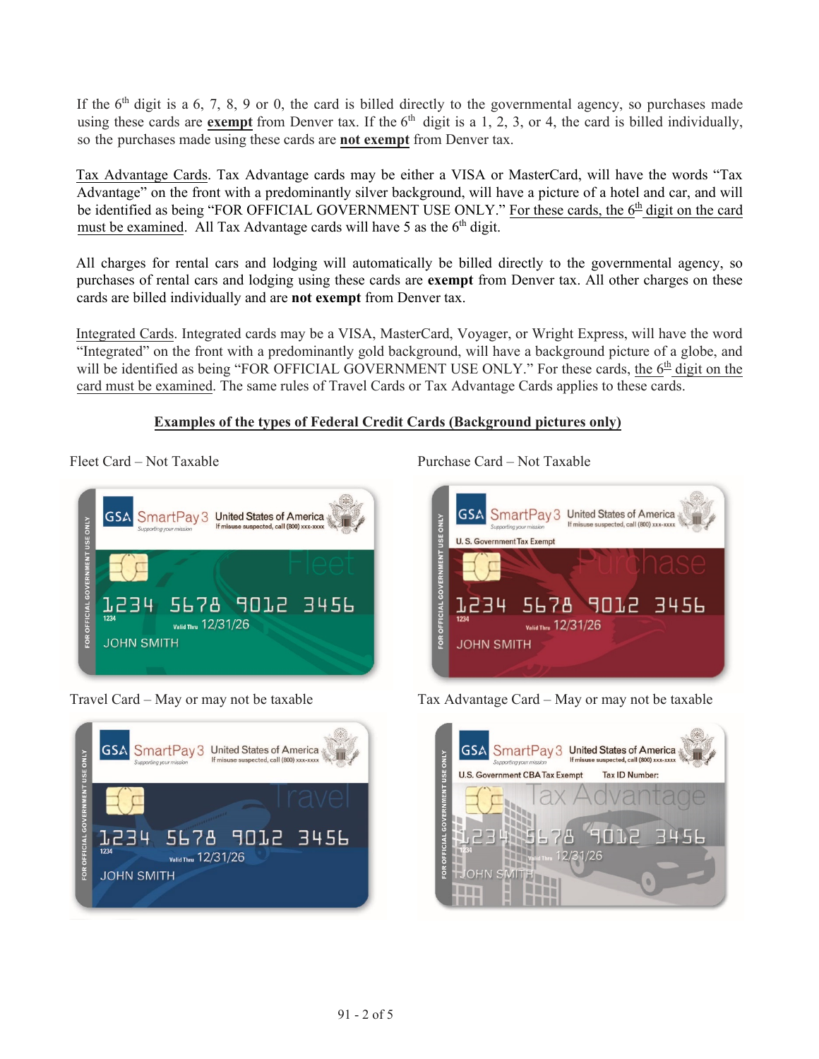If the 6th digit is a 6, 7, 8, 9 or 0, the card is billed directly to the governmental agency, so purchases made using these cards are **exempt** from Denver tax. If the 6th digit is a 1, 2, 3, or 4, the card is billed individually, so the purchases made using these cards are **not exempt** from Denver tax.

Tax Advantage Cards. Tax Advantage cards may be either a VISA or MasterCard, will have the words "Tax Advantage" on the front with a predominantly silver background, will have a picture of a hotel and car, and will be identified as being "FOR OFFICIAL GOVERNMENT USE ONLY." For these cards, the 6th digit on the card must be examined. All Tax Advantage cards will have 5 as the 6th digit.

All charges for rental cars and lodging will automatically be billed directly to the governmental agency, so purchases of rental cars and lodging using these cards are **exempt** from Denver tax. All other charges on these cards are billed individually and are **not exempt** from Denver tax.

Integrated Cards. Integrated cards may be a VISA, MasterCard, Voyager, or Wright Express, will have the word "Integrated" on the front with a predominantly gold background, will have a background picture of a globe, and will be identified as being "FOR OFFICIAL GOVERNMENT USE ONLY." For these cards, the 6th digit on the card must be examined. The same rules of Travel Cards or Tax Advantage Cards applies to these cards.

**Examples of the types of Federal Credit Cards (Background pictures only)**

Fleet Card – Not Taxable

Purchase Card – Not Taxable

Travel Card – May or may not be taxable

Tax Advantage Card – May or may not be taxable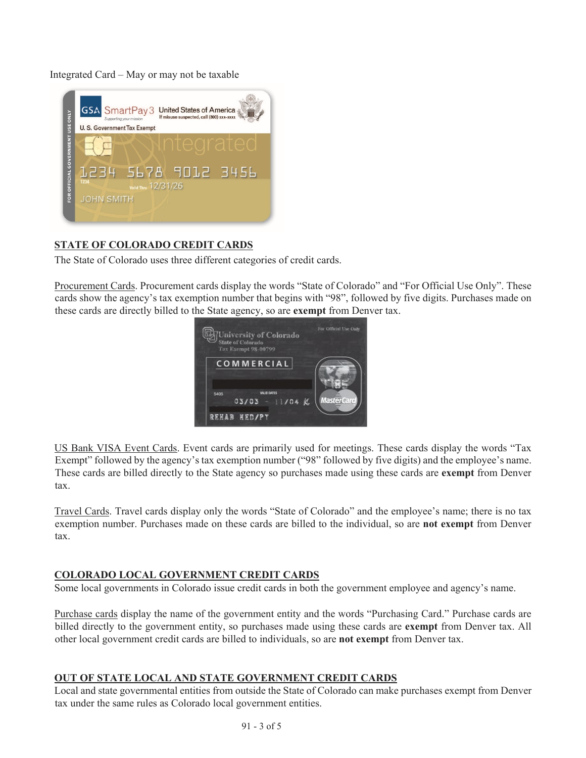Integrated Card – May or may not be taxable

## STATE OF COLORADO CREDIT CARDS

The State of Colorado uses three different categories of credit cards.

Procurement Cards. Procurement cards display the words "State of Colorado" and "For Official Use Only". These cards show the agency's tax exemption number that begins with "98", followed by five digits. Purchases made on these cards are directly billed to the State agency, so are **exempt** from Denver tax.

US Bank VISA Event Cards. Event cards are primarily used for meetings. These cards display the words "Tax Exempt" followed by the agency's tax exemption number ("98" followed by five digits) and the employee's name. These cards are billed directly to the State agency so purchases made using these cards are **exempt** from Denver tax.

Travel Cards. Travel cards display only the words "State of Colorado" and the employee's name; there is no tax exemption number. Purchases made on these cards are billed to the individual, so are **not exempt** from Denver tax.

## COLORADO LOCAL GOVERNMENT CREDIT CARDS

Some local governments in Colorado issue credit cards in both the government employee and agency's name.

Purchase cards display the name of the government entity and the words "Purchasing Card." Purchase cards are billed directly to the government entity, so purchases made using these cards are **exempt** from Denver tax. All other local government credit cards are billed to individuals, so are **not exempt** from Denver tax.

## OUT OF STATE LOCAL AND STATE GOVERNMENT CREDIT CARDS

Local and state governmental entities from outside the State of Colorado can make purchases exempt from Denver tax under the same rules as Colorado local government entities.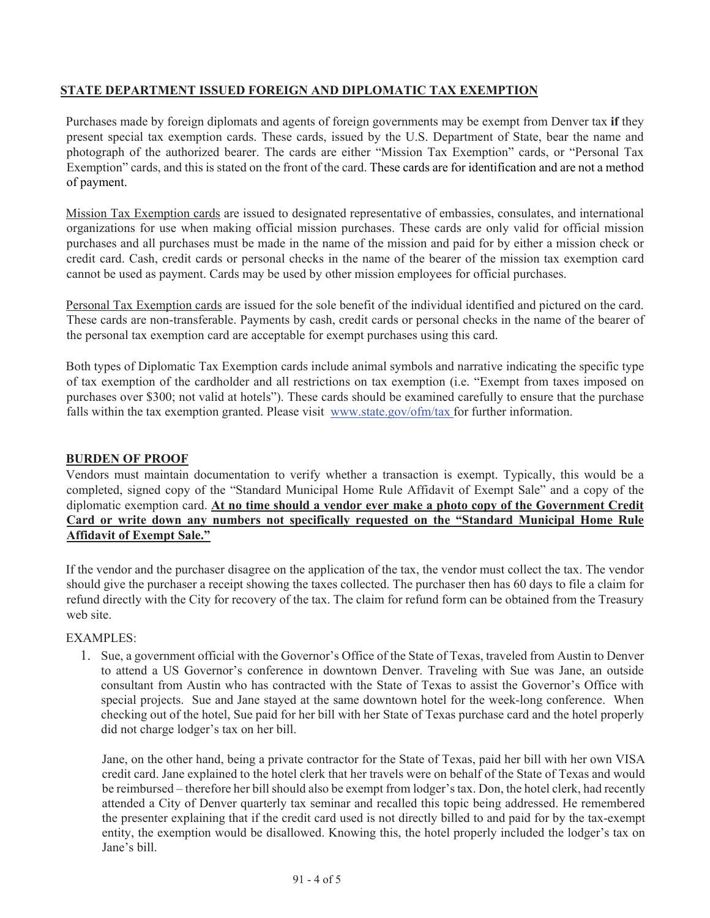## STATE DEPARTMENT ISSUED FOREIGN AND DIPLOMATIC TAX EXEMPTION

Purchases made by foreign diplomats and agents of foreign governments may be exempt from Denver tax **if** they present special tax exemption cards. These cards, issued by the U.S. Department of State, bear the name and photograph of the authorized bearer. The cards are either "Mission Tax Exemption" cards, or "Personal Tax Exemption" cards, and this is stated on the front of the card. These cards are for identification and are not a method of payment.

Mission Tax Exemption cards are issued to designated representative of embassies, consulates, and international organizations for use when making official mission purchases. These cards are only valid for official mission purchases and all purchases must be made in the name of the mission and paid for by either a mission check or credit card. Cash, credit cards or personal checks in the name of the bearer of the mission tax exemption card cannot be used as payment. Cards may be used by other mission employees for official purchases.

Personal Tax Exemption cards are issued for the sole benefit of the individual identified and pictured on the card. These cards are non-transferable. Payments by cash, credit cards or personal checks in the name of the bearer of the personal tax exemption card are acceptable for exempt purchases using this card.

Both types of Diplomatic Tax Exemption cards include animal symbols and narrative indicating the specific type of tax exemption of the cardholder and all restrictions on tax exemption (i.e. "Exempt from taxes imposed on purchases over $300; not valid at hotels"). These cards should be examined carefully to ensure that the purchase falls within the tax exemption granted. Please visit www.state.gov/ofm/tax for further information.

## BURDEN OF PROOF

Vendors must maintain documentation to verify whether a transaction is exempt. Typically, this would be a completed, signed copy of the "Standard Municipal Home Rule Affidavit of Exempt Sale" and a copy of the diplomatic exemption card. **At no time should a vendor ever make a photo copy of the Government Credit Card or write down any numbers not specifically requested on the "Standard Municipal Home Rule Affidavit of Exempt Sale."**

If the vendor and the purchaser disagree on the application of the tax, the vendor must collect the tax. The vendor should give the purchaser a receipt showing the taxes collected. The purchaser then has 60 days to file a claim for refund directly with the City for recovery of the tax. The claim for refund form can be obtained from the Treasury web site.

EXAMPLES:

1. Sue, a government official with the Governor's Office of the State of Texas, traveled from Austin to Denver to attend a US Governor's conference in downtown Denver. Traveling with Sue was Jane, an outside consultant from Austin who has contracted with the State of Texas to assist the Governor's Office with special projects. Sue and Jane stayed at the same downtown hotel for the week-long conference. When checking out of the hotel, Sue paid for her bill with her State of Texas purchase card and the hotel properly did not charge lodger's tax on her bill.

   Jane, on the other hand, being a private contractor for the State of Texas, paid her bill with her own VISA credit card. Jane explained to the hotel clerk that her travels were on behalf of the State of Texas and would be reimbursed – therefore her bill should also be exempt from lodger's tax. Don, the hotel clerk, had recently attended a City of Denver quarterly tax seminar and recalled this topic being addressed. He remembered the presenter explaining that if the credit card used is not directly billed to and paid for by the tax-exempt entity, the exemption would be disallowed. Knowing this, the hotel properly included the lodger's tax on Jane's bill.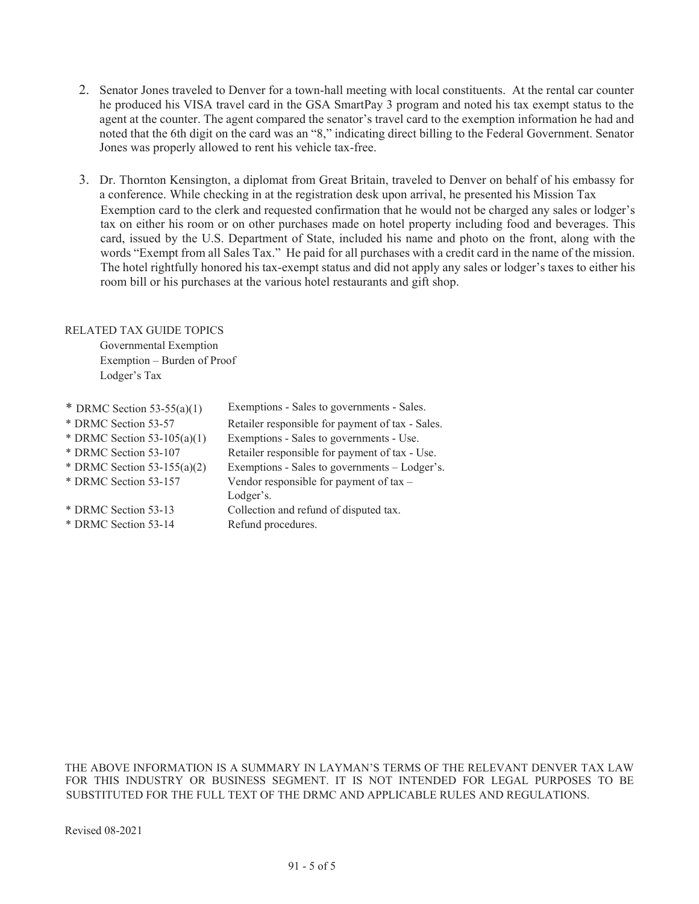2. Senator Jones traveled to Denver for a town-hall meeting with local constituents. At the rental car counter he produced his VISA travel card in the GSA SmartPay 3 program and noted his tax exempt status to the agent at the counter. The agent compared the senator's travel card to the exemption information he had and noted that the 6th digit on the card was an "8," indicating direct billing to the Federal Government. Senator Jones was properly allowed to rent his vehicle tax-free.

3. Dr. Thornton Kensington, a diplomat from Great Britain, traveled to Denver on behalf of his embassy for a conference. While checking in at the registration desk upon arrival, he presented his Mission Tax Exemption card to the clerk and requested confirmation that he would not be charged any sales or lodger's tax on either his room or on other purchases made on hotel property including food and beverages. This card, issued by the U.S. Department of State, included his name and photo on the front, along with the words "Exempt from all Sales Tax." He paid for all purchases with a credit card in the name of the mission. The hotel rightfully honored his tax-exempt status and did not apply any sales or lodger's taxes to either his room bill or his purchases at the various hotel restaurants and gift shop.

RELATED TAX GUIDE TOPICS

- Governmental Exemption
- Exemption – Burden of Proof
- Lodger's Tax

| | |
|---|---|
| * DRMC Section 53-55(a)(1) | Exemptions - Sales to governments - Sales. |
| * DRMC Section 53-57 | Retailer responsible for payment of tax - Sales. |
| * DRMC Section 53-105(a)(1) | Exemptions - Sales to governments - Use. |
| * DRMC Section 53-107 | Retailer responsible for payment of tax - Use. |
| * DRMC Section 53-155(a)(2) | Exemptions - Sales to governments – Lodger's. |
| * DRMC Section 53-157 | Vendor responsible for payment of tax – Lodger's. |
| * DRMC Section 53-13 | Collection and refund of disputed tax. |
| * DRMC Section 53-14 | Refund procedures. |

THE ABOVE INFORMATION IS A SUMMARY IN LAYMAN'S TERMS OF THE RELEVANT DENVER TAX LAW FOR THIS INDUSTRY OR BUSINESS SEGMENT. IT IS NOT INTENDED FOR LEGAL PURPOSES TO BE SUBSTITUTED FOR THE FULL TEXT OF THE DRMC AND APPLICABLE RULES AND REGULATIONS.

Revised 08-2021